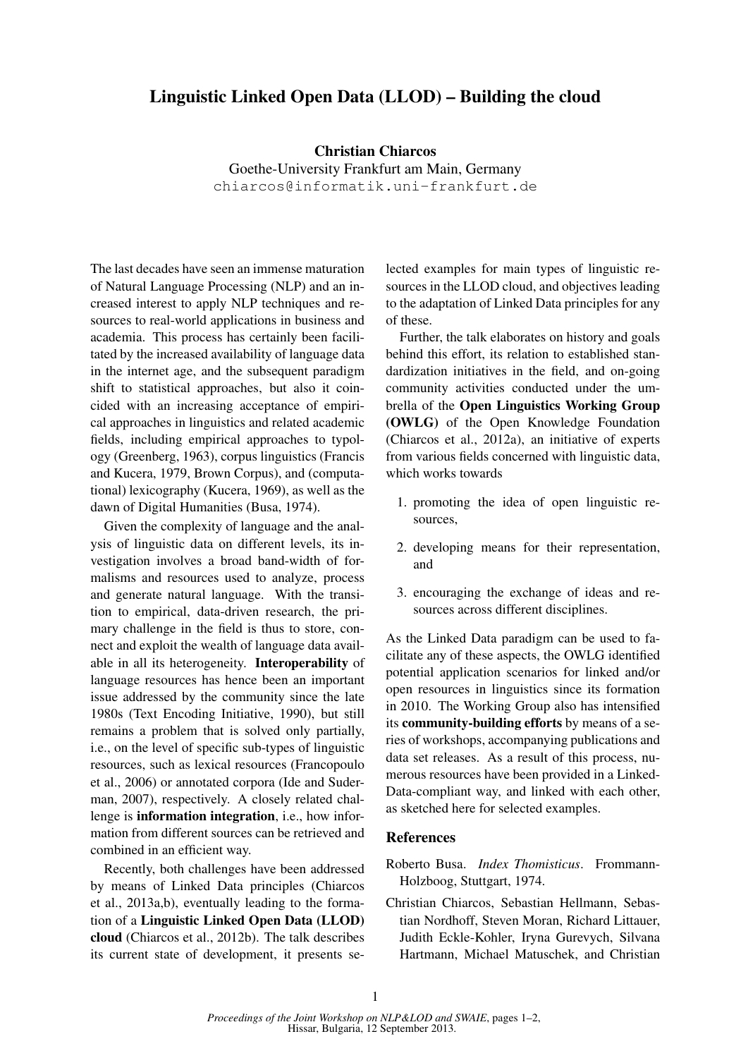# Linguistic Linked Open Data (LLOD) – Building the cloud

**Christian Chiarcos**
Goethe-University Frankfurt am Main, Germany
chiarcos@informatik.uni-frankfurt.de

The last decades have seen an immense maturation of Natural Language Processing (NLP) and an increased interest to apply NLP techniques and resources to real-world applications in business and academia. This process has certainly been facilitated by the increased availability of language data in the internet age, and the subsequent paradigm shift to statistical approaches, but also it coincided with an increasing acceptance of empirical approaches in linguistics and related academic fields, including empirical approaches to typology (Greenberg, 1963), corpus linguistics (Francis and Kucera, 1979, Brown Corpus), and (computational) lexicography (Kucera, 1969), as well as the dawn of Digital Humanities (Busa, 1974).

Given the complexity of language and the analysis of linguistic data on different levels, its investigation involves a broad band-width of formalisms and resources used to analyze, process and generate natural language. With the transition to empirical, data-driven research, the primary challenge in the field is thus to store, connect and exploit the wealth of language data available in all its heterogeneity. **Interoperability** of language resources has hence been an important issue addressed by the community since the late 1980s (Text Encoding Initiative, 1990), but still remains a problem that is solved only partially, i.e., on the level of specific sub-types of linguistic resources, such as lexical resources (Francopoulo et al., 2006) or annotated corpora (Ide and Suderman, 2007), respectively. A closely related challenge is **information integration**, i.e., how information from different sources can be retrieved and combined in an efficient way.

Recently, both challenges have been addressed by means of Linked Data principles (Chiarcos et al., 2013a,b), eventually leading to the formation of a **Linguistic Linked Open Data (LLOD) cloud** (Chiarcos et al., 2012b). The talk describes its current state of development, it presents selected examples for main types of linguistic resources in the LLOD cloud, and objectives leading to the adaptation of Linked Data principles for any of these.

Further, the talk elaborates on history and goals behind this effort, its relation to established standardization initiatives in the field, and on-going community activities conducted under the umbrella of the **Open Linguistics Working Group (OWLG)** of the Open Knowledge Foundation (Chiarcos et al., 2012a), an initiative of experts from various fields concerned with linguistic data, which works towards

1. promoting the idea of open linguistic resources,
2. developing means for their representation, and
3. encouraging the exchange of ideas and resources across different disciplines.

As the Linked Data paradigm can be used to facilitate any of these aspects, the OWLG identified potential application scenarios for linked and/or open resources in linguistics since its formation in 2010. The Working Group also has intensified its **community-building efforts** by means of a series of workshops, accompanying publications and data set releases. As a result of this process, numerous resources have been provided in a Linked-Data-compliant way, and linked with each other, as sketched here for selected examples.

## References

Roberto Busa. *Index Thomisticus*. Frommann-Holzboog, Stuttgart, 1974.

Christian Chiarcos, Sebastian Hellmann, Sebastian Nordhoff, Steven Moran, Richard Littauer, Judith Eckle-Kohler, Iryna Gurevych, Silvana Hartmann, Michael Matuschek, and Christian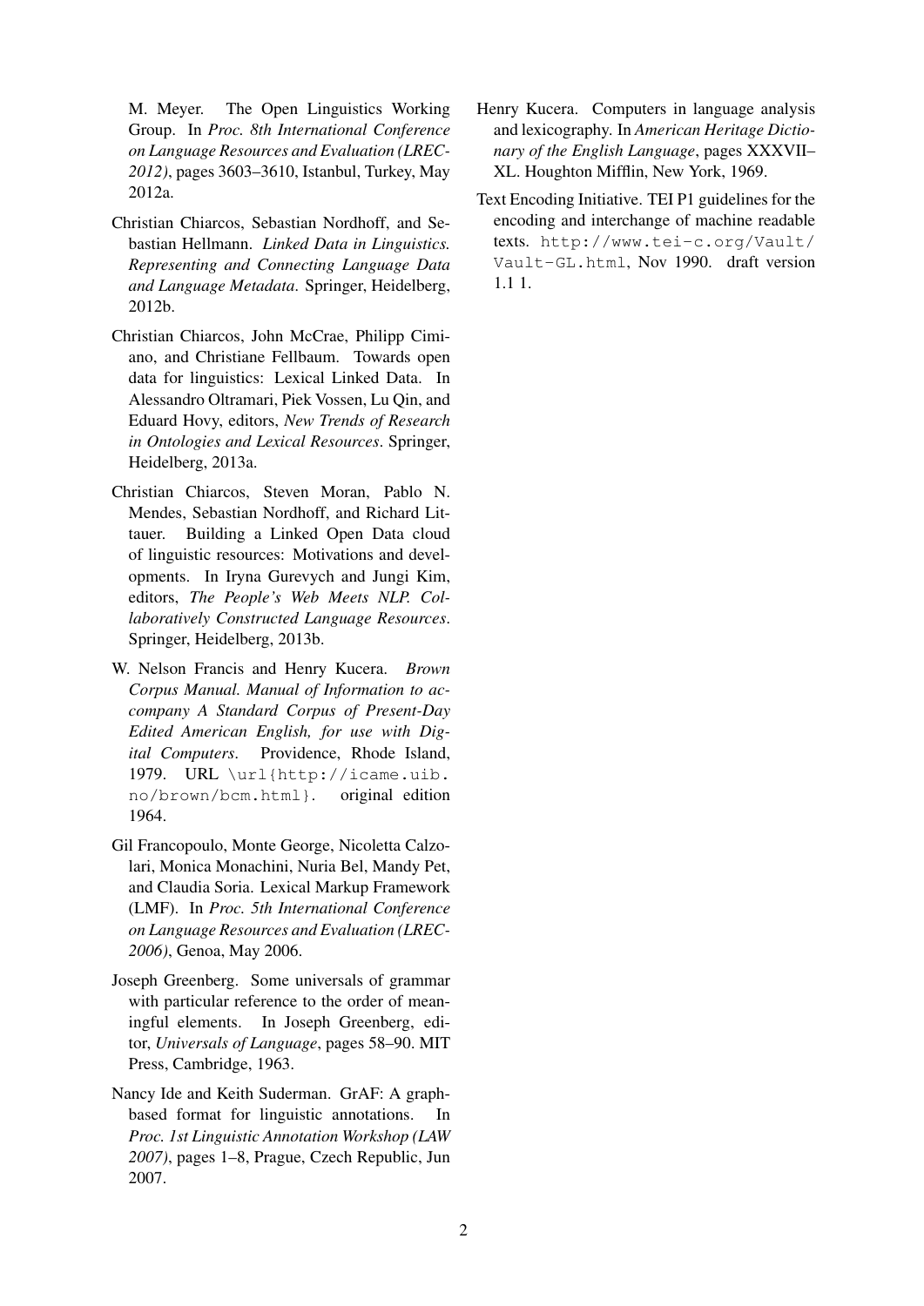M. Meyer. The Open Linguistics Working Group. In *Proc. 8th International Conference on Language Resources and Evaluation (LREC-2012)*, pages 3603–3610, Istanbul, Turkey, May 2012a.

Christian Chiarcos, Sebastian Nordhoff, and Sebastian Hellmann. *Linked Data in Linguistics. Representing and Connecting Language Data and Language Metadata*. Springer, Heidelberg, 2012b.

Christian Chiarcos, John McCrae, Philipp Cimiano, and Christiane Fellbaum. Towards open data for linguistics: Lexical Linked Data. In Alessandro Oltramari, Piek Vossen, Lu Qin, and Eduard Hovy, editors, *New Trends of Research in Ontologies and Lexical Resources*. Springer, Heidelberg, 2013a.

Christian Chiarcos, Steven Moran, Pablo N. Mendes, Sebastian Nordhoff, and Richard Littauer. Building a Linked Open Data cloud of linguistic resources: Motivations and developments. In Iryna Gurevych and Jungi Kim, editors, *The People's Web Meets NLP. Collaboratively Constructed Language Resources*. Springer, Heidelberg, 2013b.

W. Nelson Francis and Henry Kucera. *Brown Corpus Manual. Manual of Information to accompany A Standard Corpus of Present-Day Edited American English, for use with Digital Computers*. Providence, Rhode Island, 1979. URL \url{http://icame.uib.no/brown/bcm.html}. original edition 1964.

Gil Francopoulo, Monte George, Nicoletta Calzolari, Monica Monachini, Nuria Bel, Mandy Pet, and Claudia Soria. Lexical Markup Framework (LMF). In *Proc. 5th International Conference on Language Resources and Evaluation (LREC-2006)*, Genoa, May 2006.

Joseph Greenberg. Some universals of grammar with particular reference to the order of meaningful elements. In Joseph Greenberg, editor, *Universals of Language*, pages 58–90. MIT Press, Cambridge, 1963.

Nancy Ide and Keith Suderman. GrAF: A graph-based format for linguistic annotations. In *Proc. 1st Linguistic Annotation Workshop (LAW 2007)*, pages 1–8, Prague, Czech Republic, Jun 2007.

Henry Kucera. Computers in language analysis and lexicography. In *American Heritage Dictionary of the English Language*, pages XXXVII–XL. Houghton Mifflin, New York, 1969.

Text Encoding Initiative. TEI P1 guidelines for the encoding and interchange of machine readable texts. http://www.tei-c.org/Vault/Vault-GL.html, Nov 1990. draft version 1.1 1.